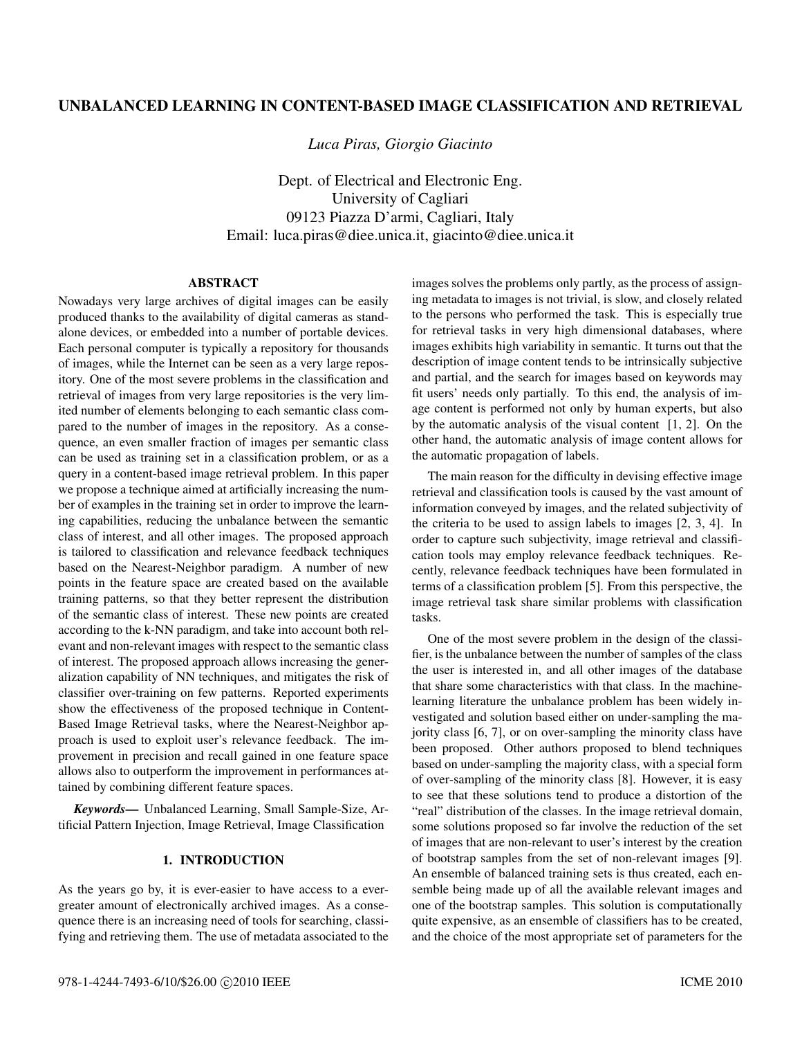# UNBALANCED LEARNING IN CONTENT-BASED IMAGE CLASSIFICATION AND RETRIEVAL

*Luca Piras, Giorgio Giacinto*

Dept. of Electrical and Electronic Eng.
University of Cagliari
09123 Piazza D'armi, Cagliari, Italy
Email: luca.piras@diee.unica.it, giacinto@diee.unica.it

## ABSTRACT

Nowadays very large archives of digital images can be easily produced thanks to the availability of digital cameras as standalone devices, or embedded into a number of portable devices. Each personal computer is typically a repository for thousands of images, while the Internet can be seen as a very large repository. One of the most severe problems in the classification and retrieval of images from very large repositories is the very limited number of elements belonging to each semantic class compared to the number of images in the repository. As a consequence, an even smaller fraction of images per semantic class can be used as training set in a classification problem, or as a query in a content-based image retrieval problem. In this paper we propose a technique aimed at artificially increasing the number of examples in the training set in order to improve the learning capabilities, reducing the unbalance between the semantic class of interest, and all other images. The proposed approach is tailored to classification and relevance feedback techniques based on the Nearest-Neighbor paradigm. A number of new points in the feature space are created based on the available training patterns, so that they better represent the distribution of the semantic class of interest. These new points are created according to the k-NN paradigm, and take into account both relevant and non-relevant images with respect to the semantic class of interest. The proposed approach allows increasing the generalization capability of NN techniques, and mitigates the risk of classifier over-training on few patterns. Reported experiments show the effectiveness of the proposed technique in Content-Based Image Retrieval tasks, where the Nearest-Neighbor approach is used to exploit user's relevance feedback. The improvement in precision and recall gained in one feature space allows also to outperform the improvement in performances attained by combining different feature spaces.

***Keywords*—** Unbalanced Learning, Small Sample-Size, Artificial Pattern Injection, Image Retrieval, Image Classification

## 1. INTRODUCTION

As the years go by, it is ever-easier to have access to a ever-greater amount of electronically archived images. As a consequence there is an increasing need of tools for searching, classifying and retrieving them. The use of metadata associated to the images solves the problems only partly, as the process of assigning metadata to images is not trivial, is slow, and closely related to the persons who performed the task. This is especially true for retrieval tasks in very high dimensional databases, where images exhibits high variability in semantic. It turns out that the description of image content tends to be intrinsically subjective and partial, and the search for images based on keywords may fit users' needs only partially. To this end, the analysis of image content is performed not only by human experts, but also by the automatic analysis of the visual content [1, 2]. On the other hand, the automatic analysis of image content allows for the automatic propagation of labels.

The main reason for the difficulty in devising effective image retrieval and classification tools is caused by the vast amount of information conveyed by images, and the related subjectivity of the criteria to be used to assign labels to images [2, 3, 4]. In order to capture such subjectivity, image retrieval and classification tools may employ relevance feedback techniques. Recently, relevance feedback techniques have been formulated in terms of a classification problem [5]. From this perspective, the image retrieval task share similar problems with classification tasks.

One of the most severe problem in the design of the classifier, is the unbalance between the number of samples of the class the user is interested in, and all other images of the database that share some characteristics with that class. In the machine-learning literature the unbalance problem has been widely investigated and solution based either on under-sampling the majority class [6, 7], or on over-sampling the minority class have been proposed. Other authors proposed to blend techniques based on under-sampling the majority class, with a special form of over-sampling of the minority class [8]. However, it is easy to see that these solutions tend to produce a distortion of the "real" distribution of the classes. In the image retrieval domain, some solutions proposed so far involve the reduction of the set of images that are non-relevant to user's interest by the creation of bootstrap samples from the set of non-relevant images [9]. An ensemble of balanced training sets is thus created, each ensemble being made up of all the available relevant images and one of the bootstrap samples. This solution is computationally quite expensive, as an ensemble of classifiers has to be created, and the choice of the most appropriate set of parameters for the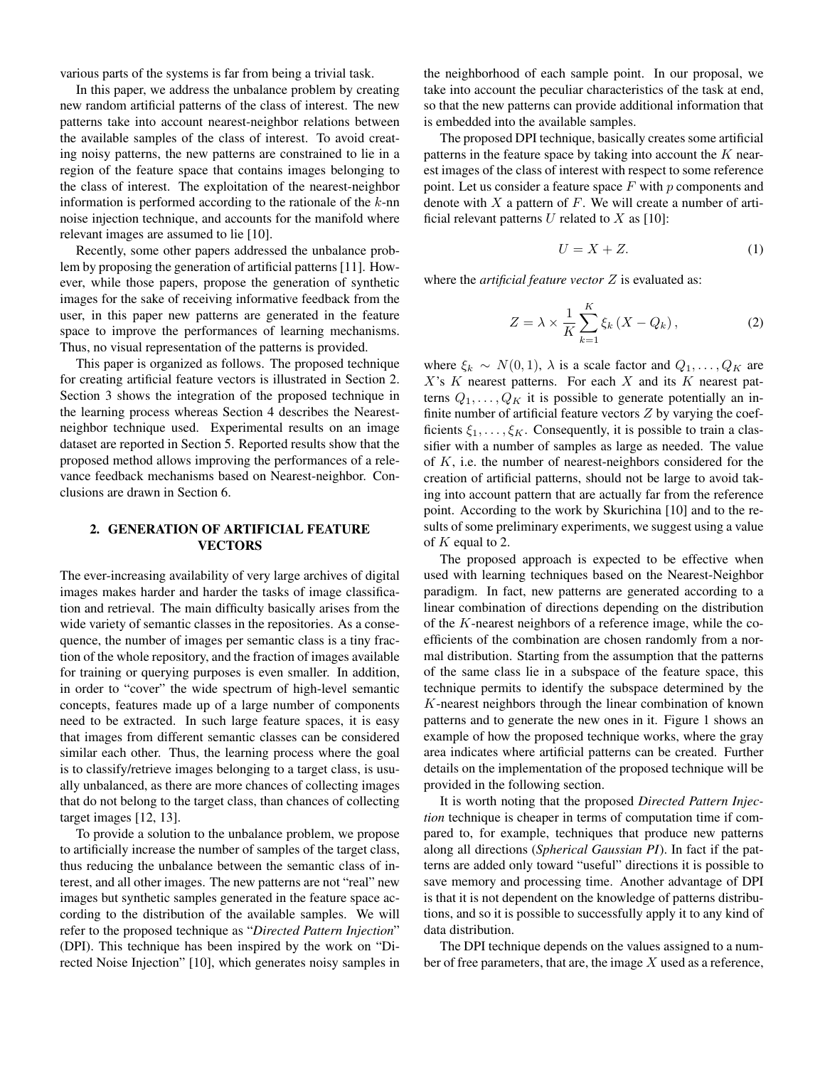various parts of the systems is far from being a trivial task.

In this paper, we address the unbalance problem by creating new random artificial patterns of the class of interest. The new patterns take into account nearest-neighbor relations between the available samples of the class of interest. To avoid creating noisy patterns, the new patterns are constrained to lie in a region of the feature space that contains images belonging to the class of interest. The exploitation of the nearest-neighbor information is performed according to the rationale of the $k$-nn noise injection technique, and accounts for the manifold where relevant images are assumed to lie [10].

Recently, some other papers addressed the unbalance problem by proposing the generation of artificial patterns [11]. However, while those papers, propose the generation of synthetic images for the sake of receiving informative feedback from the user, in this paper new patterns are generated in the feature space to improve the performances of learning mechanisms. Thus, no visual representation of the patterns is provided.

This paper is organized as follows. The proposed technique for creating artificial feature vectors is illustrated in Section 2. Section 3 shows the integration of the proposed technique in the learning process whereas Section 4 describes the Nearest-neighbor technique used. Experimental results on an image dataset are reported in Section 5. Reported results show that the proposed method allows improving the performances of a relevance feedback mechanisms based on Nearest-neighbor. Conclusions are drawn in Section 6.

## 2. GENERATION OF ARTIFICIAL FEATURE VECTORS

The ever-increasing availability of very large archives of digital images makes harder and harder the tasks of image classification and retrieval. The main difficulty basically arises from the wide variety of semantic classes in the repositories. As a consequence, the number of images per semantic class is a tiny fraction of the whole repository, and the fraction of images available for training or querying purposes is even smaller. In addition, in order to "cover" the wide spectrum of high-level semantic concepts, features made up of a large number of components need to be extracted. In such large feature spaces, it is easy that images from different semantic classes can be considered similar each other. Thus, the learning process where the goal is to classify/retrieve images belonging to a target class, is usually unbalanced, as there are more chances of collecting images that do not belong to the target class, than chances of collecting target images [12, 13].

To provide a solution to the unbalance problem, we propose to artificially increase the number of samples of the target class, thus reducing the unbalance between the semantic class of interest, and all other images. The new patterns are not "real" new images but synthetic samples generated in the feature space according to the distribution of the available samples. We will refer to the proposed technique as "*Directed Pattern Injection*" (DPI). This technique has been inspired by the work on "Directed Noise Injection" [10], which generates noisy samples in the neighborhood of each sample point. In our proposal, we take into account the peculiar characteristics of the task at end, so that the new patterns can provide additional information that is embedded into the available samples.

The proposed DPI technique, basically creates some artificial patterns in the feature space by taking into account the $K$ nearest images of the class of interest with respect to some reference point. Let us consider a feature space $F$ with $p$ components and denote with $X$ a pattern of $F$. We will create a number of artificial relevant patterns $U$ related to $X$ as [10]:

$$U = X + Z. \tag{1}$$

where the *artificial feature vector* $Z$ is evaluated as:

$$Z = \lambda \times \frac{1}{K} \sum_{k=1}^{K} \xi_k \left( X - Q_k \right), \tag{2}$$

where $\xi_k \sim N(0,1)$, $\lambda$ is a scale factor and $Q_1, \ldots, Q_K$ are $X$'s $K$ nearest patterns. For each $X$ and its $K$ nearest patterns $Q_1, \ldots, Q_K$ it is possible to generate potentially an infinite number of artificial feature vectors $Z$ by varying the coefficients $\xi_1, \ldots, \xi_K$. Consequently, it is possible to train a classifier with a number of samples as large as needed. The value of $K$, i.e. the number of nearest-neighbors considered for the creation of artificial patterns, should not be large to avoid taking into account pattern that are actually far from the reference point. According to the work by Skurichina [10] and to the results of some preliminary experiments, we suggest using a value of $K$ equal to 2.

The proposed approach is expected to be effective when used with learning techniques based on the Nearest-Neighbor paradigm. In fact, new patterns are generated according to a linear combination of directions depending on the distribution of the $K$-nearest neighbors of a reference image, while the coefficients of the combination are chosen randomly from a normal distribution. Starting from the assumption that the patterns of the same class lie in a subspace of the feature space, this technique permits to identify the subspace determined by the $K$-nearest neighbors through the linear combination of known patterns and to generate the new ones in it. Figure 1 shows an example of how the proposed technique works, where the gray area indicates where artificial patterns can be created. Further details on the implementation of the proposed technique will be provided in the following section.

It is worth noting that the proposed *Directed Pattern Injection* technique is cheaper in terms of computation time if compared to, for example, techniques that produce new patterns along all directions (*Spherical Gaussian PI*). In fact if the patterns are added only toward "useful" directions it is possible to save memory and processing time. Another advantage of DPI is that it is not dependent on the knowledge of patterns distributions, and so it is possible to successfully apply it to any kind of data distribution.

The DPI technique depends on the values assigned to a number of free parameters, that are, the image $X$ used as a reference,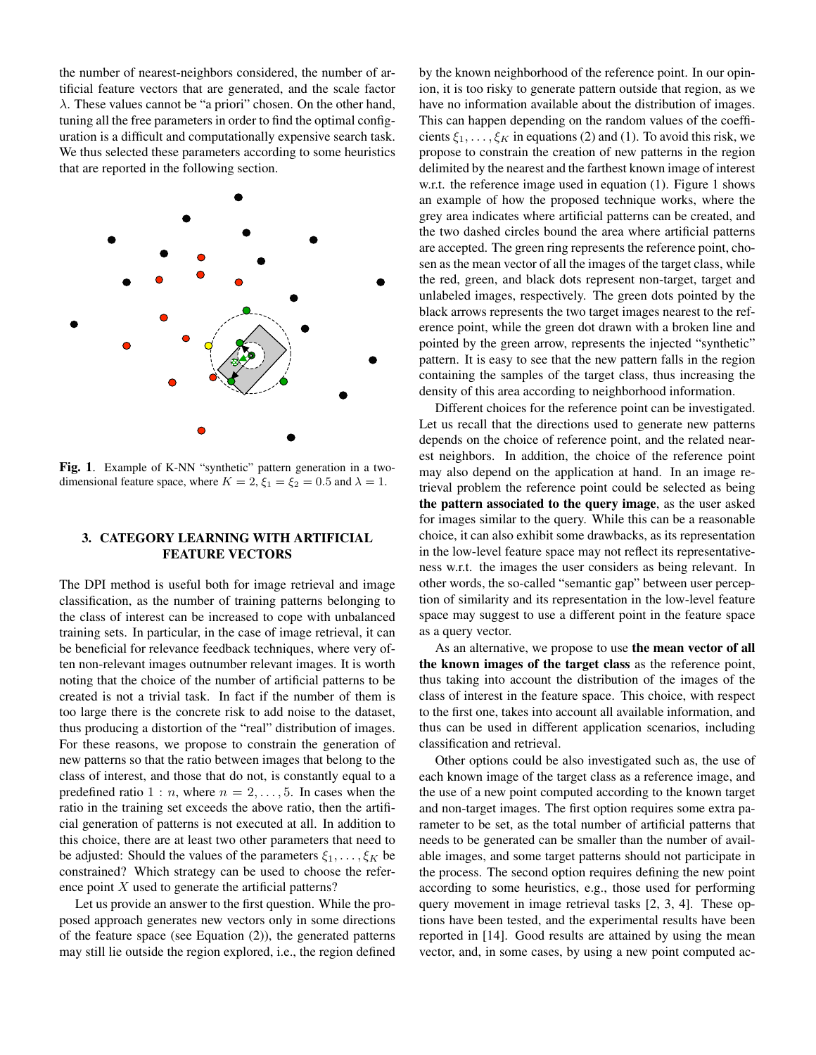the number of nearest-neighbors considered, the number of artificial feature vectors that are generated, and the scale factor $\lambda$. These values cannot be "a priori" chosen. On the other hand, tuning all the free parameters in order to find the optimal configuration is a difficult and computationally expensive search task. We thus selected these parameters according to some heuristics that are reported in the following section.

**Fig. 1.** Example of K-NN "synthetic" pattern generation in a two-dimensional feature space, where $K = 2$, $\xi_1 = \xi_2 = 0.5$ and $\lambda = 1$.

## 3. CATEGORY LEARNING WITH ARTIFICIAL FEATURE VECTORS

The DPI method is useful both for image retrieval and image classification, as the number of training patterns belonging to the class of interest can be increased to cope with unbalanced training sets. In particular, in the case of image retrieval, it can be beneficial for relevance feedback techniques, where very often non-relevant images outnumber relevant images. It is worth noting that the choice of the number of artificial patterns to be created is not a trivial task. In fact if the number of them is too large there is the concrete risk to add noise to the dataset, thus producing a distortion of the "real" distribution of images. For these reasons, we propose to constrain the generation of new patterns so that the ratio between images that belong to the class of interest, and those that do not, is constantly equal to a predefined ratio $1 : n$, where $n = 2, \ldots, 5$. In cases when the ratio in the training set exceeds the above ratio, then the artificial generation of patterns is not executed at all. In addition to this choice, there are at least two other parameters that need to be adjusted: Should the values of the parameters $\xi_1, \ldots, \xi_K$ be constrained? Which strategy can be used to choose the reference point $X$ used to generate the artificial patterns?

Let us provide an answer to the first question. While the proposed approach generates new vectors only in some directions of the feature space (see Equation (2)), the generated patterns may still lie outside the region explored, i.e., the region defined by the known neighborhood of the reference point. In our opinion, it is too risky to generate pattern outside that region, as we have no information available about the distribution of images. This can happen depending on the random values of the coefficients $\xi_1, \ldots, \xi_K$ in equations (2) and (1). To avoid this risk, we propose to constrain the creation of new patterns in the region delimited by the nearest and the farthest known image of interest w.r.t. the reference image used in equation (1). Figure 1 shows an example of how the proposed technique works, where the grey area indicates where artificial patterns can be created, and the two dashed circles bound the area where artificial patterns are accepted. The green ring represents the reference point, chosen as the mean vector of all the images of the target class, while the red, green, and black dots represent non-target, target and unlabeled images, respectively. The green dots pointed by the black arrows represents the two target images nearest to the reference point, while the green dot drawn with a broken line and pointed by the green arrow, represents the injected "synthetic" pattern. It is easy to see that the new pattern falls in the region containing the samples of the target class, thus increasing the density of this area according to neighborhood information.

Different choices for the reference point can be investigated. Let us recall that the directions used to generate new patterns depends on the choice of reference point, and the related nearest neighbors. In addition, the choice of the reference point may also depend on the application at hand. In an image retrieval problem the reference point could be selected as being **the pattern associated to the query image**, as the user asked for images similar to the query. While this can be a reasonable choice, it can also exhibit some drawbacks, as its representation in the low-level feature space may not reflect its representativeness w.r.t. the images the user considers as being relevant. In other words, the so-called "semantic gap" between user perception of similarity and its representation in the low-level feature space may suggest to use a different point in the feature space as a query vector.

As an alternative, we propose to use **the mean vector of all the known images of the target class** as the reference point, thus taking into account the distribution of the images of the class of interest in the feature space. This choice, with respect to the first one, takes into account all available information, and thus can be used in different application scenarios, including classification and retrieval.

Other options could be also investigated such as, the use of each known image of the target class as a reference image, and the use of a new point computed according to the known target and non-target images. The first option requires some extra parameter to be set, as the total number of artificial patterns that needs to be generated can be smaller than the number of available images, and some target patterns should not participate in the process. The second option requires defining the new point according to some heuristics, e.g., those used for performing query movement in image retrieval tasks [2, 3, 4]. These options have been tested, and the experimental results have been reported in [14]. Good results are attained by using the mean vector, and, in some cases, by using a new point computed ac-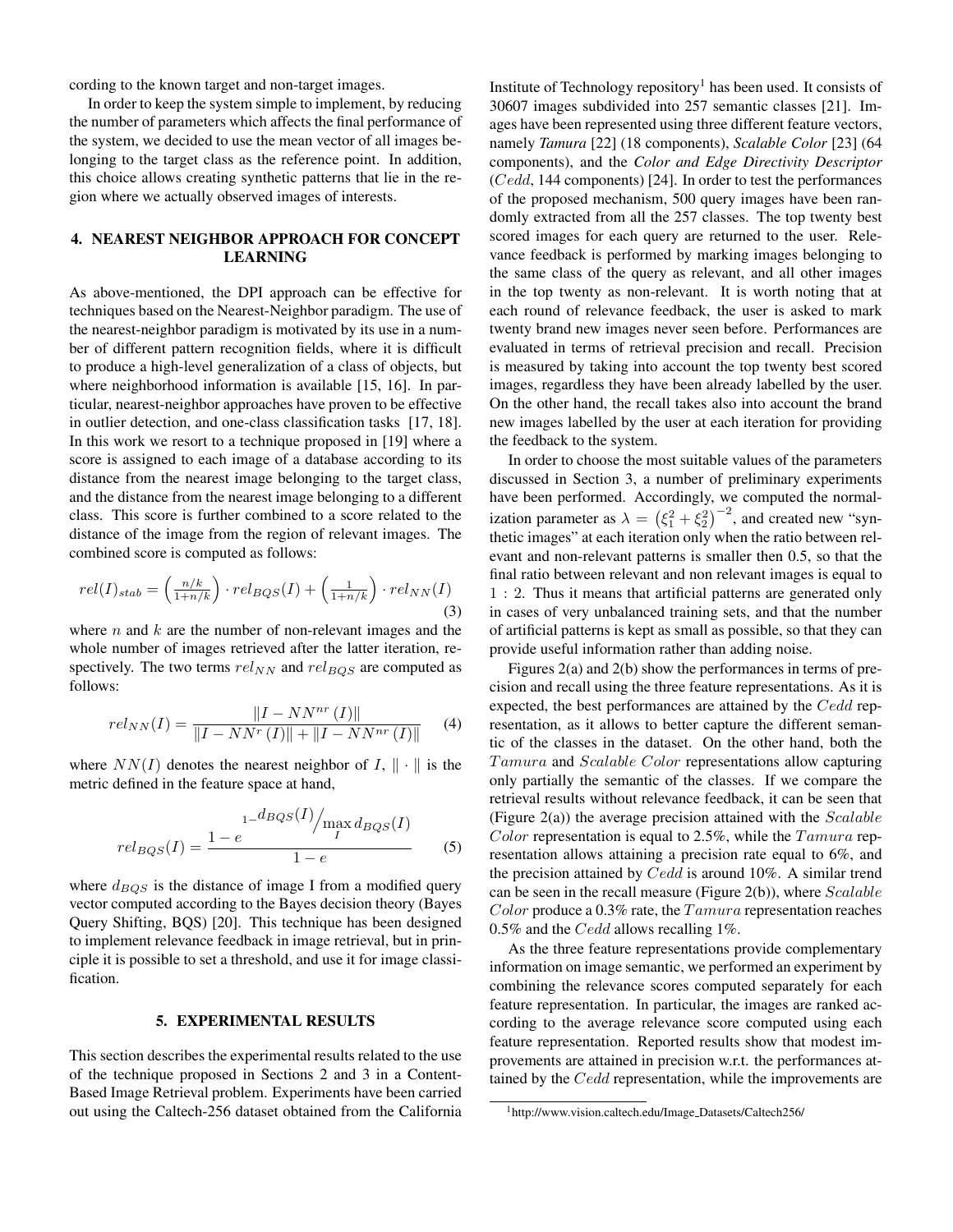cording to the known target and non-target images.

In order to keep the system simple to implement, by reducing the number of parameters which affects the final performance of the system, we decided to use the mean vector of all images belonging to the target class as the reference point. In addition, this choice allows creating synthetic patterns that lie in the region where we actually observed images of interests.

## 4. NEAREST NEIGHBOR APPROACH FOR CONCEPT LEARNING

As above-mentioned, the DPI approach can be effective for techniques based on the Nearest-Neighbor paradigm. The use of the nearest-neighbor paradigm is motivated by its use in a number of different pattern recognition fields, where it is difficult to produce a high-level generalization of a class of objects, but where neighborhood information is available [15, 16]. In particular, nearest-neighbor approaches have proven to be effective in outlier detection, and one-class classification tasks [17, 18]. In this work we resort to a technique proposed in [19] where a score is assigned to each image of a database according to its distance from the nearest image belonging to the target class, and the distance from the nearest image belonging to a different class. This score is further combined to a score related to the distance of the image from the region of relevant images. The combined score is computed as follows:

$$rel(I)_{stab} = \left(\frac{n/k}{1+n/k}\right) \cdot rel_{BQS}(I) + \left(\frac{1}{1+n/k}\right) \cdot rel_{NN}(I) \quad (3)$$

where $n$ and $k$ are the number of non-relevant images and the whole number of images retrieved after the latter iteration, respectively. The two terms $rel_{NN}$ and $rel_{BQS}$ are computed as follows:

$$rel_{NN}(I) = \frac{\|I - NN^{nr}(I)\|}{\|I - NN^{r}(I)\| + \|I - NN^{nr}(I)\|} \quad (4)$$

where $NN(I)$ denotes the nearest neighbor of $I$, $\|\cdot\|$ is the metric defined in the feature space at hand,

$$rel_{BQS}(I) = \frac{1 - e^{1 - d_{BQS}(I) \big/ \max_{I} d_{BQS}(I)}}{1 - e} \quad (5)$$

where $d_{BQS}$ is the distance of image I from a modified query vector computed according to the Bayes decision theory (Bayes Query Shifting, BQS) [20]. This technique has been designed to implement relevance feedback in image retrieval, but in principle it is possible to set a threshold, and use it for image classification.

## 5. EXPERIMENTAL RESULTS

This section describes the experimental results related to the use of the technique proposed in Sections 2 and 3 in a Content-Based Image Retrieval problem. Experiments have been carried out using the Caltech-256 dataset obtained from the California Institute of Technology repository[1] has been used. It consists of 30607 images subdivided into 257 semantic classes [21]. Images have been represented using three different feature vectors, namely *Tamura* [22] (18 components), *Scalable Color* [23] (64 components), and the *Color and Edge Directivity Descriptor* ($Cedd$, 144 components) [24]. In order to test the performances of the proposed mechanism, 500 query images have been randomly extracted from all the 257 classes. The top twenty best scored images for each query are returned to the user. Relevance feedback is performed by marking images belonging to the same class of the query as relevant, and all other images in the top twenty as non-relevant. It is worth noting that at each round of relevance feedback, the user is asked to mark twenty brand new images never seen before. Performances are evaluated in terms of retrieval precision and recall. Precision is measured by taking into account the top twenty best scored images, regardless they have been already labelled by the user. On the other hand, the recall takes also into account the brand new images labelled by the user at each iteration for providing the feedback to the system.

In order to choose the most suitable values of the parameters discussed in Section 3, a number of preliminary experiments have been performed. Accordingly, we computed the normalization parameter as $\lambda = \left(\xi_1^2 + \xi_2^2\right)^{-2}$, and created new "synthetic images" at each iteration only when the ratio between relevant and non-relevant patterns is smaller then 0.5, so that the final ratio between relevant and non relevant images is equal to $1:2$. Thus it means that artificial patterns are generated only in cases of very unbalanced training sets, and that the number of artificial patterns is kept as small as possible, so that they can provide useful information rather than adding noise.

Figures 2(a) and 2(b) show the performances in terms of precision and recall using the three feature representations. As it is expected, the best performances are attained by the $Cedd$ representation, as it allows to better capture the different semantic of the classes in the dataset. On the other hand, both the $Tamura$ and $Scalable\ Color$ representations allow capturing only partially the semantic of the classes. If we compare the retrieval results without relevance feedback, it can be seen that (Figure 2(a)) the average precision attained with the $Scalable\ Color$ representation is equal to 2.5%, while the $Tamura$ representation allows attaining a precision rate equal to 6%, and the precision attained by $Cedd$ is around 10%. A similar trend can be seen in the recall measure (Figure 2(b)), where $Scalable\ Color$ produce a 0.3% rate, the $Tamura$ representation reaches 0.5% and the $Cedd$ allows recalling 1%.

As the three feature representations provide complementary information on image semantic, we performed an experiment by combining the relevance scores computed separately for each feature representation. In particular, the images are ranked according to the average relevance score computed using each feature representation. Reported results show that modest improvements are attained in precision w.r.t. the performances attained by the $Cedd$ representation, while the improvements are

[1] http://www.vision.caltech.edu/Image_Datasets/Caltech256/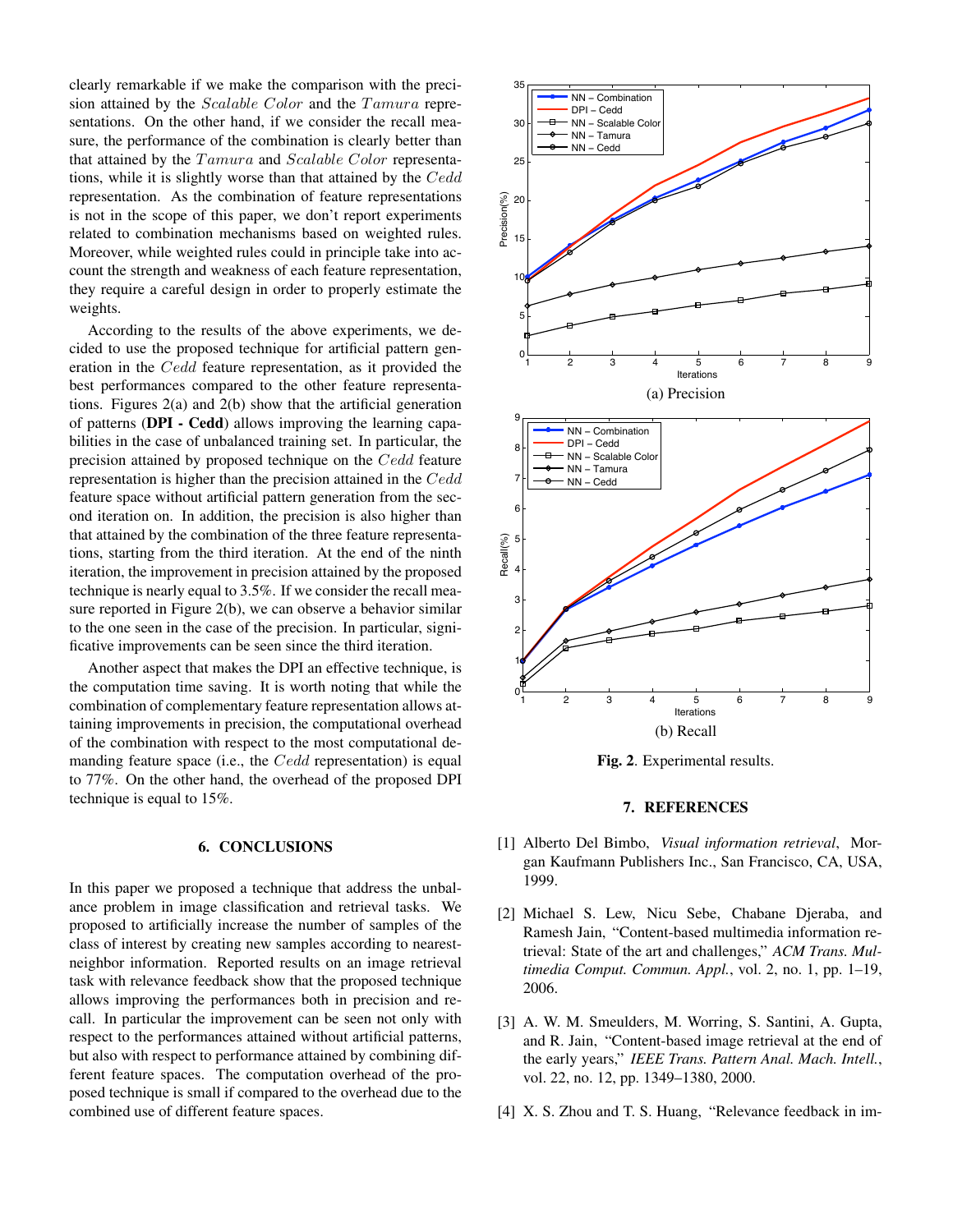clearly remarkable if we make the comparison with the precision attained by the *Scalable Color* and the *Tamura* representations. On the other hand, if we consider the recall measure, the performance of the combination is clearly better than that attained by the *Tamura* and *Scalable Color* representations, while it is slightly worse than that attained by the *Cedd* representation. As the combination of feature representations is not in the scope of this paper, we don't report experiments related to combination mechanisms based on weighted rules. Moreover, while weighted rules could in principle take into account the strength and weakness of each feature representation, they require a careful design in order to properly estimate the weights.

According to the results of the above experiments, we decided to use the proposed technique for artificial pattern generation in the *Cedd* feature representation, as it provided the best performances compared to the other feature representations. Figures 2(a) and 2(b) show that the artificial generation of patterns (**DPI - Cedd**) allows improving the learning capabilities in the case of unbalanced training set. In particular, the precision attained by proposed technique on the *Cedd* feature representation is higher than the precision attained in the *Cedd* feature space without artificial pattern generation from the second iteration on. In addition, the precision is also higher than that attained by the combination of the three feature representations, starting from the third iteration. At the end of the ninth iteration, the improvement in precision attained by the proposed technique is nearly equal to 3.5%. If we consider the recall measure reported in Figure 2(b), we can observe a behavior similar to the one seen in the case of the precision. In particular, significative improvements can be seen since the third iteration.

Another aspect that makes the DPI an effective technique, is the computation time saving. It is worth noting that while the combination of complementary feature representation allows attaining improvements in precision, the computational overhead of the combination with respect to the most computational demanding feature space (i.e., the *Cedd* representation) is equal to 77%. On the other hand, the overhead of the proposed DPI technique is equal to 15%.

## 6. CONCLUSIONS

In this paper we proposed a technique that address the unbalance problem in image classification and retrieval tasks. We proposed to artificially increase the number of samples of the class of interest by creating new samples according to nearest-neighbor information. Reported results on an image retrieval task with relevance feedback show that the proposed technique allows improving the performances both in precision and recall. In particular the improvement can be seen not only with respect to the performances attained without artificial patterns, but also with respect to performance attained by combining different feature spaces. The computation overhead of the proposed technique is small if compared to the overhead due to the combined use of different feature spaces.

(a) Precision

(b) Recall

**Fig. 2**. Experimental results.

## 7. REFERENCES

[1] Alberto Del Bimbo, *Visual information retrieval*, Morgan Kaufmann Publishers Inc., San Francisco, CA, USA, 1999.

[2] Michael S. Lew, Nicu Sebe, Chabane Djeraba, and Ramesh Jain, "Content-based multimedia information retrieval: State of the art and challenges," *ACM Trans. Multimedia Comput. Commun. Appl.*, vol. 2, no. 1, pp. 1–19, 2006.

[3] A. W. M. Smeulders, M. Worring, S. Santini, A. Gupta, and R. Jain, "Content-based image retrieval at the end of the early years," *IEEE Trans. Pattern Anal. Mach. Intell.*, vol. 22, no. 12, pp. 1349–1380, 2000.

[4] X. S. Zhou and T. S. Huang, "Relevance feedback in im-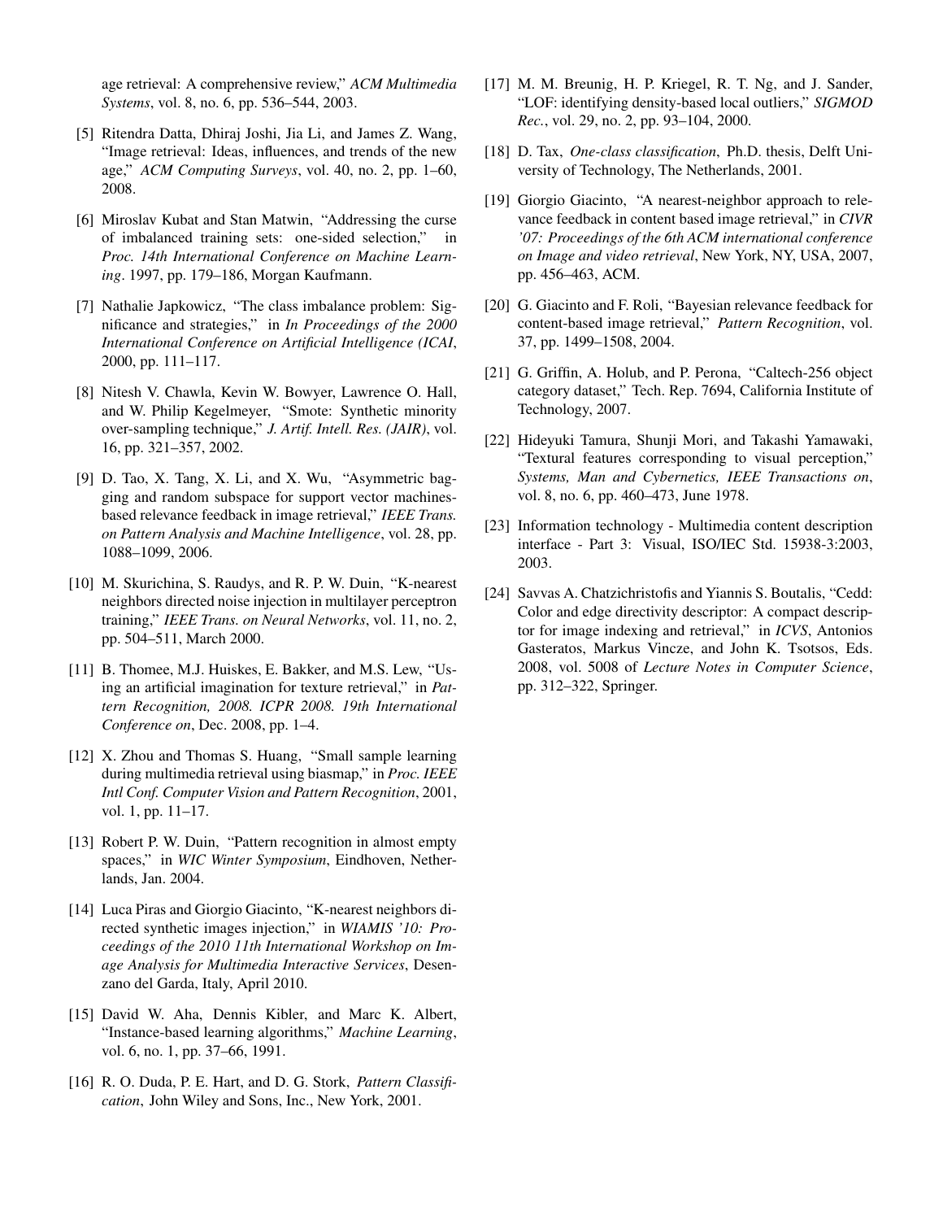age retrieval: A comprehensive review," *ACM Multimedia Systems*, vol. 8, no. 6, pp. 536–544, 2003.

[5] Ritendra Datta, Dhiraj Joshi, Jia Li, and James Z. Wang, "Image retrieval: Ideas, influences, and trends of the new age," *ACM Computing Surveys*, vol. 40, no. 2, pp. 1–60, 2008.

[6] Miroslav Kubat and Stan Matwin, "Addressing the curse of imbalanced training sets: one-sided selection," in *Proc. 14th International Conference on Machine Learning*. 1997, pp. 179–186, Morgan Kaufmann.

[7] Nathalie Japkowicz, "The class imbalance problem: Significance and strategies," in *In Proceedings of the 2000 International Conference on Artificial Intelligence (ICAI*, 2000, pp. 111–117.

[8] Nitesh V. Chawla, Kevin W. Bowyer, Lawrence O. Hall, and W. Philip Kegelmeyer, "Smote: Synthetic minority over-sampling technique," *J. Artif. Intell. Res. (JAIR)*, vol. 16, pp. 321–357, 2002.

[9] D. Tao, X. Tang, X. Li, and X. Wu, "Asymmetric bagging and random subspace for support vector machines-based relevance feedback in image retrieval," *IEEE Trans. on Pattern Analysis and Machine Intelligence*, vol. 28, pp. 1088–1099, 2006.

[10] M. Skurichina, S. Raudys, and R. P. W. Duin, "K-nearest neighbors directed noise injection in multilayer perceptron training," *IEEE Trans. on Neural Networks*, vol. 11, no. 2, pp. 504–511, March 2000.

[11] B. Thomee, M.J. Huiskes, E. Bakker, and M.S. Lew, "Using an artificial imagination for texture retrieval," in *Pattern Recognition, 2008. ICPR 2008. 19th International Conference on*, Dec. 2008, pp. 1–4.

[12] X. Zhou and Thomas S. Huang, "Small sample learning during multimedia retrieval using biasmap," in *Proc. IEEE Intl Conf. Computer Vision and Pattern Recognition*, 2001, vol. 1, pp. 11–17.

[13] Robert P. W. Duin, "Pattern recognition in almost empty spaces," in *WIC Winter Symposium*, Eindhoven, Netherlands, Jan. 2004.

[14] Luca Piras and Giorgio Giacinto, "K-nearest neighbors directed synthetic images injection," in *WIAMIS '10: Proceedings of the 2010 11th International Workshop on Image Analysis for Multimedia Interactive Services*, Desenzano del Garda, Italy, April 2010.

[15] David W. Aha, Dennis Kibler, and Marc K. Albert, "Instance-based learning algorithms," *Machine Learning*, vol. 6, no. 1, pp. 37–66, 1991.

[16] R. O. Duda, P. E. Hart, and D. G. Stork, *Pattern Classification*, John Wiley and Sons, Inc., New York, 2001.

[17] M. M. Breunig, H. P. Kriegel, R. T. Ng, and J. Sander, "LOF: identifying density-based local outliers," *SIGMOD Rec.*, vol. 29, no. 2, pp. 93–104, 2000.

[18] D. Tax, *One-class classification*, Ph.D. thesis, Delft University of Technology, The Netherlands, 2001.

[19] Giorgio Giacinto, "A nearest-neighbor approach to relevance feedback in content based image retrieval," in *CIVR '07: Proceedings of the 6th ACM international conference on Image and video retrieval*, New York, NY, USA, 2007, pp. 456–463, ACM.

[20] G. Giacinto and F. Roli, "Bayesian relevance feedback for content-based image retrieval," *Pattern Recognition*, vol. 37, pp. 1499–1508, 2004.

[21] G. Griffin, A. Holub, and P. Perona, "Caltech-256 object category dataset," Tech. Rep. 7694, California Institute of Technology, 2007.

[22] Hideyuki Tamura, Shunji Mori, and Takashi Yamawaki, "Textural features corresponding to visual perception," *Systems, Man and Cybernetics, IEEE Transactions on*, vol. 8, no. 6, pp. 460–473, June 1978.

[23] Information technology - Multimedia content description interface - Part 3: Visual, ISO/IEC Std. 15938-3:2003, 2003.

[24] Savvas A. Chatzichristofis and Yiannis S. Boutalis, "Cedd: Color and edge directivity descriptor: A compact descriptor for image indexing and retrieval," in *ICVS*, Antonios Gasteratos, Markus Vincze, and John K. Tsotsos, Eds. 2008, vol. 5008 of *Lecture Notes in Computer Science*, pp. 312–322, Springer.